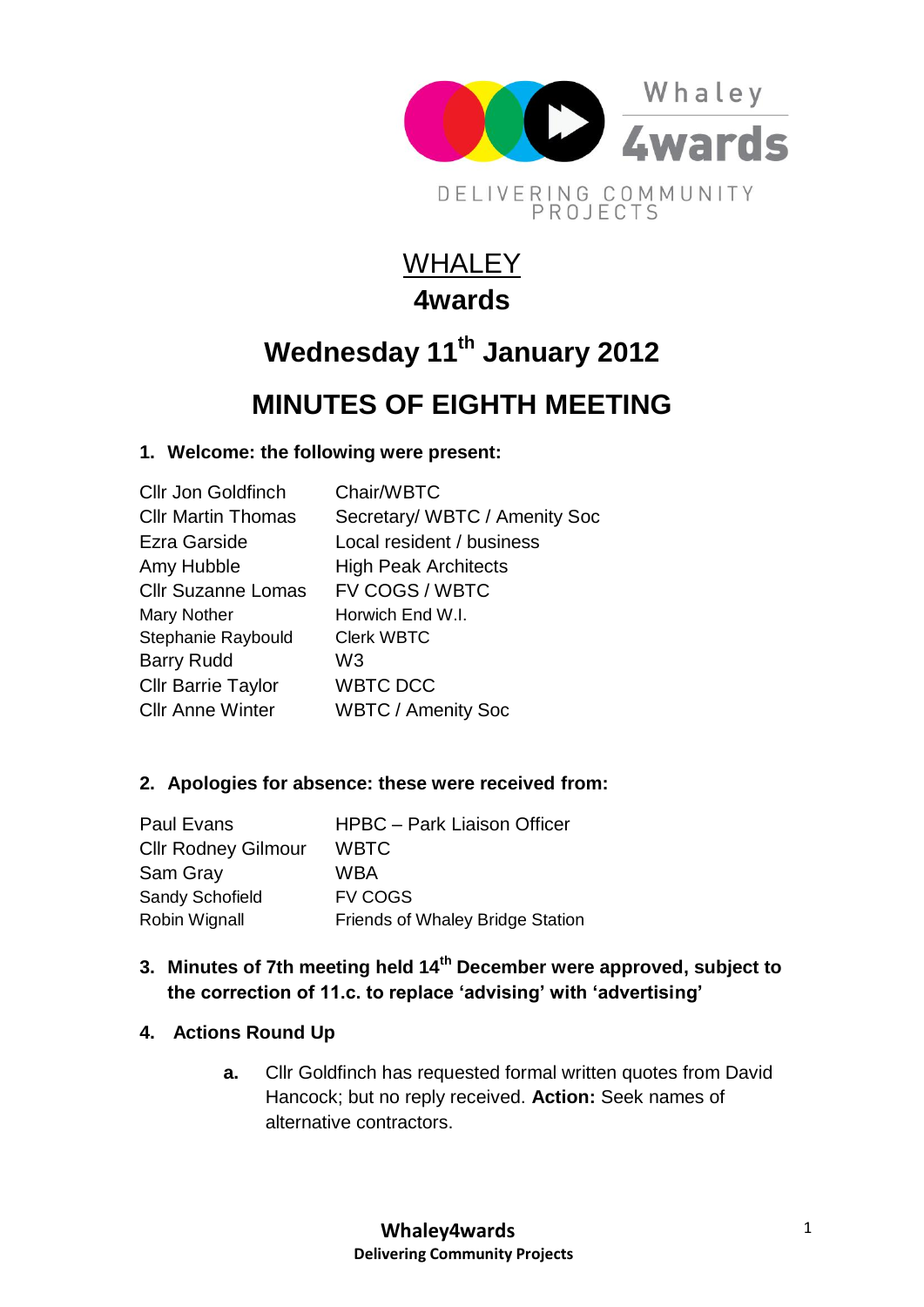Whaley 4wards

DELIVERING COMMUNITY PROJECTS

# WHALEY
# 4wards

## Wednesday 11th January 2012

## MINUTES OF EIGHTH MEETING

**1. Welcome: the following were present:**

| | |
|---|---|
| Cllr Jon Goldfinch | Chair/WBTC |
| Cllr Martin Thomas | Secretary/ WBTC / Amenity Soc |
| Ezra Garside | Local resident / business |
| Amy Hubble | High Peak Architects |
| Cllr Suzanne Lomas | FV COGS / WBTC |
| Mary Nother | Horwich End W.I. |
| Stephanie Raybould | Clerk WBTC |
| Barry Rudd | W3 |
| Cllr Barrie Taylor | WBTC DCC |
| Cllr Anne Winter | WBTC / Amenity Soc |

**2. Apologies for absence: these were received from:**

| | |
|---|---|
| Paul Evans | HPBC – Park Liaison Officer |
| Cllr Rodney Gilmour | WBTC |
| Sam Gray | WBA |
| Sandy Schofield | FV COGS |
| Robin Wignall | Friends of Whaley Bridge Station |

**3. Minutes of 7th meeting held 14th December were approved, subject to the correction of 11.c. to replace 'advising' with 'advertising'**

**4. Actions Round Up**

- **a.** Cllr Goldfinch has requested formal written quotes from David Hancock; but no reply received. **Action:** Seek names of alternative contractors.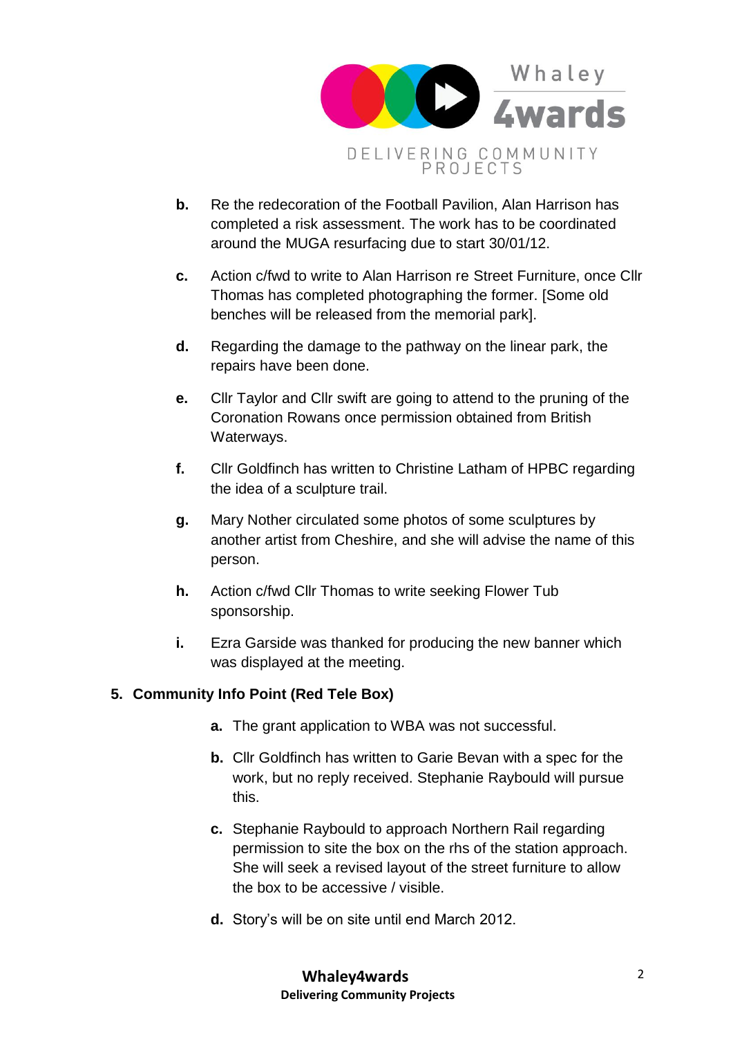b. Re the redecoration of the Football Pavilion, Alan Harrison has completed a risk assessment. The work has to be coordinated around the MUGA resurfacing due to start 30/01/12.

c. Action c/fwd to write to Alan Harrison re Street Furniture, once Cllr Thomas has completed photographing the former. [Some old benches will be released from the memorial park].

d. Regarding the damage to the pathway on the linear park, the repairs have been done.

e. Cllr Taylor and Cllr swift are going to attend to the pruning of the Coronation Rowans once permission obtained from British Waterways.

f. Cllr Goldfinch has written to Christine Latham of HPBC regarding the idea of a sculpture trail.

g. Mary Nother circulated some photos of some sculptures by another artist from Cheshire, and she will advise the name of this person.

h. Action c/fwd Cllr Thomas to write seeking Flower Tub sponsorship.

i. Ezra Garside was thanked for producing the new banner which was displayed at the meeting.

**5. Community Info Point (Red Tele Box)**

a. The grant application to WBA was not successful.

b. Cllr Goldfinch has written to Garie Bevan with a spec for the work, but no reply received. Stephanie Raybould will pursue this.

c. Stephanie Raybould to approach Northern Rail regarding permission to site the box on the rhs of the station approach. She will seek a revised layout of the street furniture to allow the box to be accessive / visible.

d. Story's will be on site until end March 2012.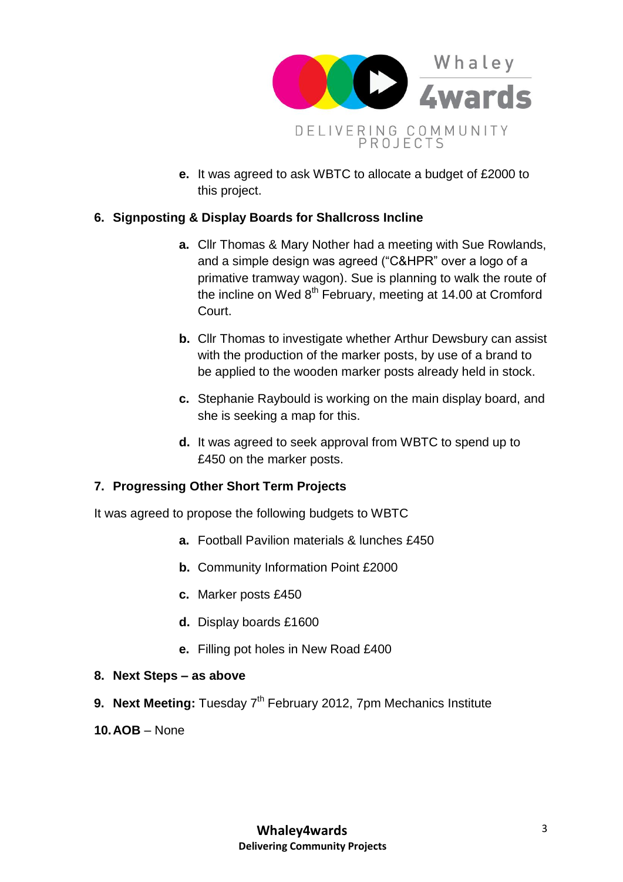e. It was agreed to ask WBTC to allocate a budget of £2000 to this project.

## 6. Signposting & Display Boards for Shallcross Incline

a. Cllr Thomas & Mary Nother had a meeting with Sue Rowlands, and a simple design was agreed ("C&HPR" over a logo of a primative tramway wagon). Sue is planning to walk the route of the incline on Wed 8th February, meeting at 14.00 at Cromford Court.

b. Cllr Thomas to investigate whether Arthur Dewsbury can assist with the production of the marker posts, by use of a brand to be applied to the wooden marker posts already held in stock.

c. Stephanie Raybould is working on the main display board, and she is seeking a map for this.

d. It was agreed to seek approval from WBTC to spend up to £450 on the marker posts.

## 7. Progressing Other Short Term Projects

It was agreed to propose the following budgets to WBTC

a. Football Pavilion materials & lunches £450

b. Community Information Point £2000

c. Marker posts £450

d. Display boards £1600

e. Filling pot holes in New Road £400

## 8. Next Steps – as above

**9. Next Meeting:** Tuesday 7th February 2012, 7pm Mechanics Institute

**10. AOB** – None